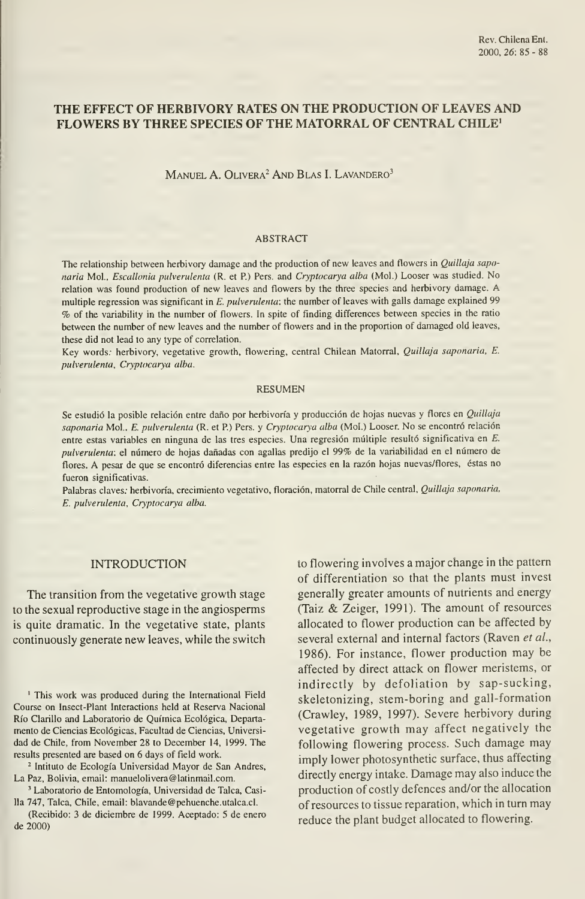# THE EFFECT OF HERBIVORY RATES ON THE PRODUCTION OF LEAVES AND FLOWERS BY THREE SPECIES OF THE MATORRAL OF CENTRAL CHILE[1]

MANUEL A. OLIVERA[2] AND BLAS I. LAVANDERO[3]

## ABSTRACT

The relationship between herbivory damage and the production of new leaves and flowers in *Quillaja saponaria* Mol., *Escallonia pulverulenta* (R. et P.) Pers. and *Cryptocarya alba* (Mol.) Looser was studied. No relation was found production of new leaves and flowers by the three species and herbivory damage. A multiple regression was significant in *E. pulverulenta*: the number of leaves with galls damage explained 99 % of the variability in the number of flowers. In spite of finding differences between species in the ratio between the number of new leaves and the number of flowers and in the proportion of damaged old leaves, these did not lead to any type of correlation.

Key words: herbivory, vegetative growth, flowering, central Chilean Matorral, *Quillaja saponaria*, *E. pulverulenta*, *Cryptocarya alba*.

## RESUMEN

Se estudió la posible relación entre daño por herbivoría y producción de hojas nuevas y flores en *Quillaja saponaria* Mol., *E. pulverulenta* (R. et P.) Pers. y *Cryptocarya alba* (Mol.) Looser. No se encontró relación entre estas variables en ninguna de las tres especies. Una regresión múltiple resultó significativa en *E. pulverulenta*: el número de hojas dañadas con agallas predijo el 99% de la variabilidad en el número de flores. A pesar de que se encontró diferencias entre las especies en la razón hojas nuevas/flores, éstas no fueron significativas.

Palabras claves: herbivoría, crecimiento vegetativo, floración, matorral de Chile central, *Quillaja saponaria*, *E. pulverulenta*, *Cryptocarya alba*.

## INTRODUCTION

The transition from the vegetative growth stage to the sexual reproductive stage in the angiosperms is quite dramatic. In the vegetative state, plants continuously generate new leaves, while the switch to flowering involves a major change in the pattern of differentiation so that the plants must invest generally greater amounts of nutrients and energy (Taiz & Zeiger, 1991). The amount of resources allocated to flower production can be affected by several external and internal factors (Raven *et al.*, 1986). For instance, flower production may be affected by direct attack on flower meristems, or indirectly by defoliation by sap-sucking, skeletonizing, stem-boring and gall-formation (Crawley, 1989, 1997). Severe herbivory during vegetative growth may affect negatively the following flowering process. Such damage may imply lower photosynthetic surface, thus affecting directly energy intake. Damage may also induce the production of costly defences and/or the allocation of resources to tissue reparation, which in turn may reduce the plant budget allocated to flowering.

---

[1] This work was produced during the International Field Course on Insect-Plant Interactions held at Reserva Nacional Río Clarillo and Laboratorio de Química Ecológica, Departamento de Ciencias Ecológicas, Facultad de Ciencias, Universidad de Chile, from November 28 to December 14, 1999. The results presented are based on 6 days of field work.

[2] Intituto de Ecología Universidad Mayor de San Andres, La Paz, Bolivia, email: manuelolivera@latinmail.com.

[3] Laboratorio de Entomología, Universidad de Talca, Casilla 747, Talca, Chile, email: blavande@pehuenche.utalca.cl.

(Recibido: 3 de diciembre de 1999. Aceptado: 5 de enero de 2000)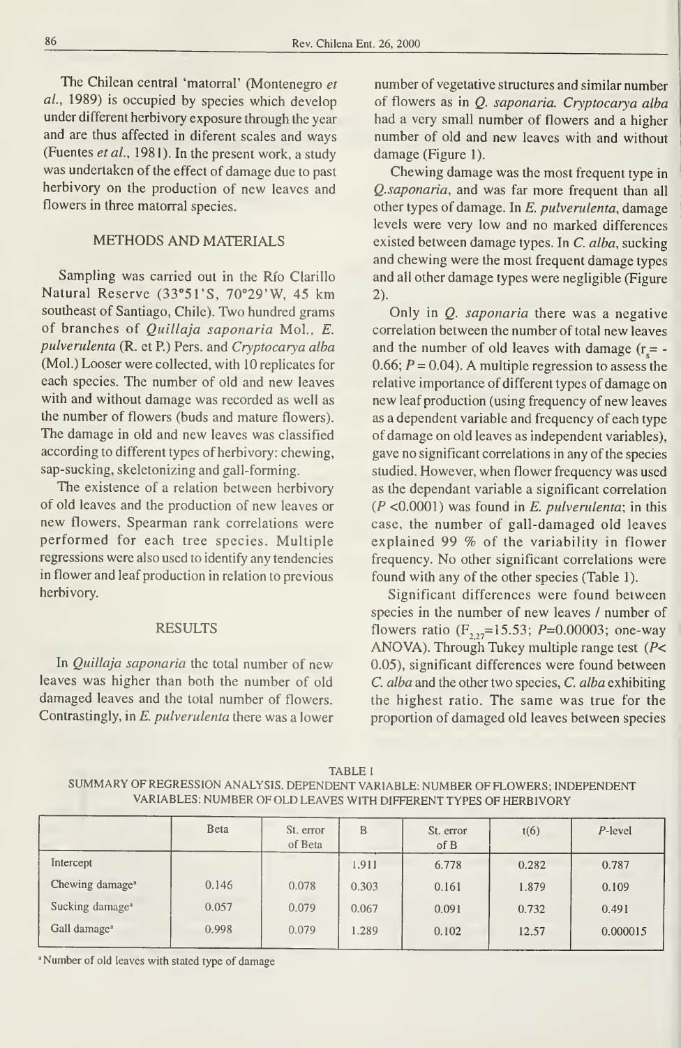The Chilean central 'matorral' (Montenegro *et al.*, 1989) is occupied by species which develop under different herbivory exposure through the year and are thus affected in diferent scales and ways (Fuentes *et al.*, 1981). In the present work, a study was undertaken of the effect of damage due to past herbivory on the production of new leaves and flowers in three matorral species.

## METHODS AND MATERIALS

Sampling was carried out in the Río Clarillo Natural Reserve (33°51'S, 70°29'W, 45 km southeast of Santiago, Chile). Two hundred grams of branches of *Quillaja saponaria* Mol., *E. pulverulenta* (R. et P.) Pers. and *Cryptocarya alba* (Mol.) Looser were collected, with 10 replicates for each species. The number of old and new leaves with and without damage was recorded as well as the number of flowers (buds and mature flowers). The damage in old and new leaves was classified according to different types of herbivory: chewing, sap-sucking, skeletonizing and gall-forming.

The existence of a relation between herbivory of old leaves and the production of new leaves or new flowers, Spearman rank correlations were performed for each tree species. Multiple regressions were also used to identify any tendencies in flower and leaf production in relation to previous herbivory.

## RESULTS

In *Quillaja saponaria* the total number of new leaves was higher than both the number of old damaged leaves and the total number of flowers. Contrastingly, in *E. pulverulenta* there was a lower number of vegetative structures and similar number of flowers as in *Q. saponaria. Cryptocarya alba* had a very small number of flowers and a higher number of old and new leaves with and without damage (Figure 1).

Chewing damage was the most frequent type in *Q.saponaria*, and was far more frequent than all other types of damage. In *E. pulverulenta*, damage levels were very low and no marked differences existed between damage types. In *C. alba*, sucking and chewing were the most frequent damage types and all other damage types were negligible (Figure 2).

Only in *Q. saponaria* there was a negative correlation between the number of total new leaves and the number of old leaves with damage ($r_s = -0.66$; $P = 0.04$). A multiple regression to assess the relative importance of different types of damage on new leaf production (using frequency of new leaves as a dependent variable and frequency of each type of damage on old leaves as independent variables), gave no significant correlations in any of the species studied. However, when flower frequency was used as the dependant variable a significant correlation ($P < 0.0001$) was found in *E. pulverulenta*; in this case, the number of gall-damaged old leaves explained 99 % of the variability in flower frequency. No other significant correlations were found with any of the other species (Table 1).

Significant differences were found between species in the number of new leaves / number of flowers ratio ($F_{2,27} = 15.53$; $P = 0.00003$; one-way ANOVA). Through Tukey multiple range test ($P < 0.05$), significant differences were found between *C. alba* and the other two species, *C. alba* exhibiting the highest ratio. The same was true for the proportion of damaged old leaves between species

TABLE 1
SUMMARY OF REGRESSION ANALYSIS. DEPENDENT VARIABLE: NUMBER OF FLOWERS; INDEPENDENT VARIABLES: NUMBER OF OLD LEAVES WITH DIFFERENT TYPES OF HERBIVORY

| | Beta | St. error of Beta | B | St. error of B | t(6) | *P*-level |
|---|---|---|---|---|---|---|
| Intercept | | | 1.911 | 6.778 | 0.282 | 0.787 |
| Chewing damage[a] | 0.146 | 0.078 | 0.303 | 0.161 | 1.879 | 0.109 |
| Sucking damage[a] | 0.057 | 0.079 | 0.067 | 0.091 | 0.732 | 0.491 |
| Gall damage[a] | 0.998 | 0.079 | 1.289 | 0.102 | 12.57 | 0.000015 |

[a] Number of old leaves with stated type of damage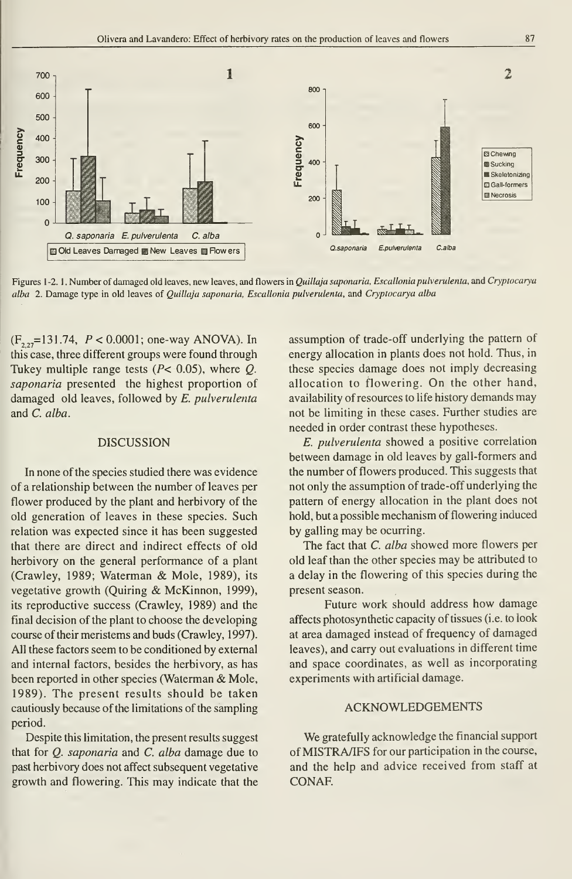Figures 1-2. 1. Number of damaged old leaves, new leaves, and flowers in *Quillaja saponaria*, *Escallonia pulverulenta*, and *Cryptocarya alba* 2. Damage type in old leaves of *Quillaja saponaria*, *Escallonia pulverulenta*, and *Cryptocarya alba*

($F_{2,27}$=131.74, $P < 0.0001$; one-way ANOVA). In this case, three different groups were found through Tukey multiple range tests ($P < 0.05$), where *Q. saponaria* presented the highest proportion of damaged old leaves, followed by *E. pulverulenta* and *C. alba*.

## DISCUSSION

In none of the species studied there was evidence of a relationship between the number of leaves per flower produced by the plant and herbivory of the old generation of leaves in these species. Such relation was expected since it has been suggested that there are direct and indirect effects of old herbivory on the general performance of a plant (Crawley, 1989; Waterman & Mole, 1989), its vegetative growth (Quiring & McKinnon, 1999), its reproductive success (Crawley, 1989) and the final decision of the plant to choose the developing course of their meristems and buds (Crawley, 1997). All these factors seem to be conditioned by external and internal factors, besides the herbivory, as has been reported in other species (Waterman & Mole, 1989). The present results should be taken cautiously because of the limitations of the sampling period.

Despite this limitation, the present results suggest that for *Q. saponaria* and *C. alba* damage due to past herbivory does not affect subsequent vegetative growth and flowering. This may indicate that the assumption of trade-off underlying the pattern of energy allocation in plants does not hold. Thus, in these species damage does not imply decreasing allocation to flowering. On the other hand, availability of resources to life history demands may not be limiting in these cases. Further studies are needed in order contrast these hypotheses.

*E. pulverulenta* showed a positive correlation between damage in old leaves by gall-formers and the number of flowers produced. This suggests that not only the assumption of trade-off underlying the pattern of energy allocation in the plant does not hold, but a possible mechanism of flowering induced by galling may be ocurring.

The fact that *C. alba* showed more flowers per old leaf than the other species may be attributed to a delay in the flowering of this species during the present season.

Future work should address how damage affects photosynthetic capacity of tissues (i.e. to look at area damaged instead of frequency of damaged leaves), and carry out evaluations in different time and space coordinates, as well as incorporating experiments with artificial damage.

## ACKNOWLEDGEMENTS

We gratefully acknowledge the financial support of MISTRA/IFS for our participation in the course, and the help and advice received from staff at CONAF.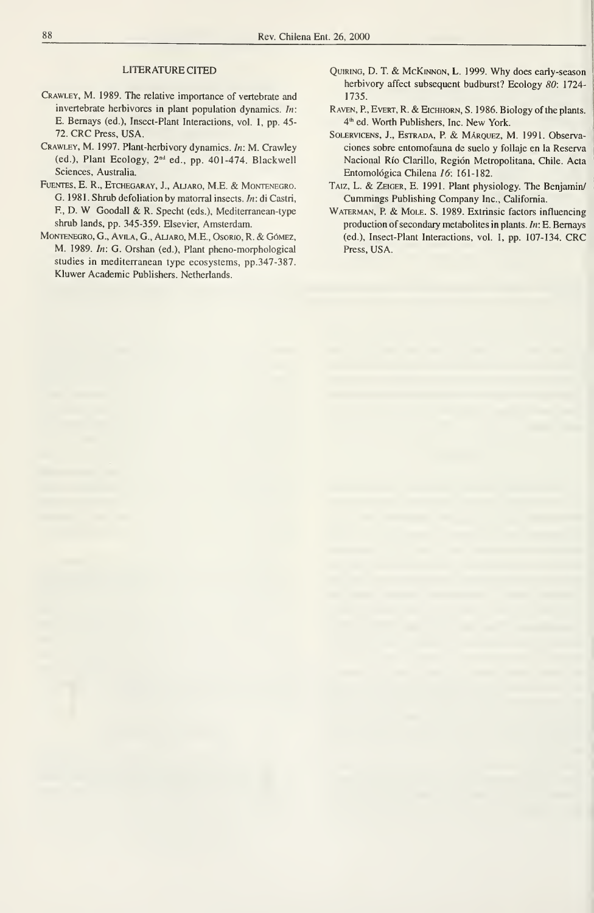## LITERATURE CITED

Crawley, M. 1989. The relative importance of vertebrate and invertebrate herbivores in plant population dynamics. *In*: E. Bernays (ed.), Insect-Plant Interactions, vol. 1, pp. 45-72. CRC Press, USA.

Crawley, M. 1997. Plant-herbivory dynamics. *In*: M. Crawley (ed.), Plant Ecology, 2nd ed., pp. 401-474. Blackwell Sciences, Australia.

Fuentes, E. R., Etchegaray, J., Aljaro, M.E. & Montenegro. G. 1981. Shrub defoliation by matorral insects. *In*: di Castri, F., D. W Goodall & R. Specht (eds.), Mediterranean-type shrub lands, pp. 345-359. Elsevier, Amsterdam.

Montenegro, G., Avila, G., Aljaro, M.E., Osorio, R. & Gómez, M. 1989. *In*: G. Orshan (ed.), Plant pheno-morphological studies in mediterranean type ecosystems, pp.347-387. Kluwer Academic Publishers. Netherlands.

Quiring, D. T. & McKinnon, L. 1999. Why does early-season herbivory affect subsequent budburst? Ecology *80*: 1724-1735.

Raven, P., Evert, R. & Eichhorn, S. 1986. Biology of the plants. 4th ed. Worth Publishers, Inc. New York.

Solervicens, J., Estrada, P. & Márquez, M. 1991. Observaciones sobre entomofauna de suelo y follaje en la Reserva Nacional Río Clarillo, Región Metropolitana, Chile. Acta Entomológica Chilena *16*: 161-182.

Taiz, L. & Zeiger, E. 1991. Plant physiology. The Benjamin/Cummings Publishing Company Inc., California.

Waterman, P. & Mole. S. 1989. Extrinsic factors influencing production of secondary metabolites in plants. *In*: E. Bernays (ed.), Insect-Plant Interactions, vol. I, pp. 107-134. CRC Press, USA.